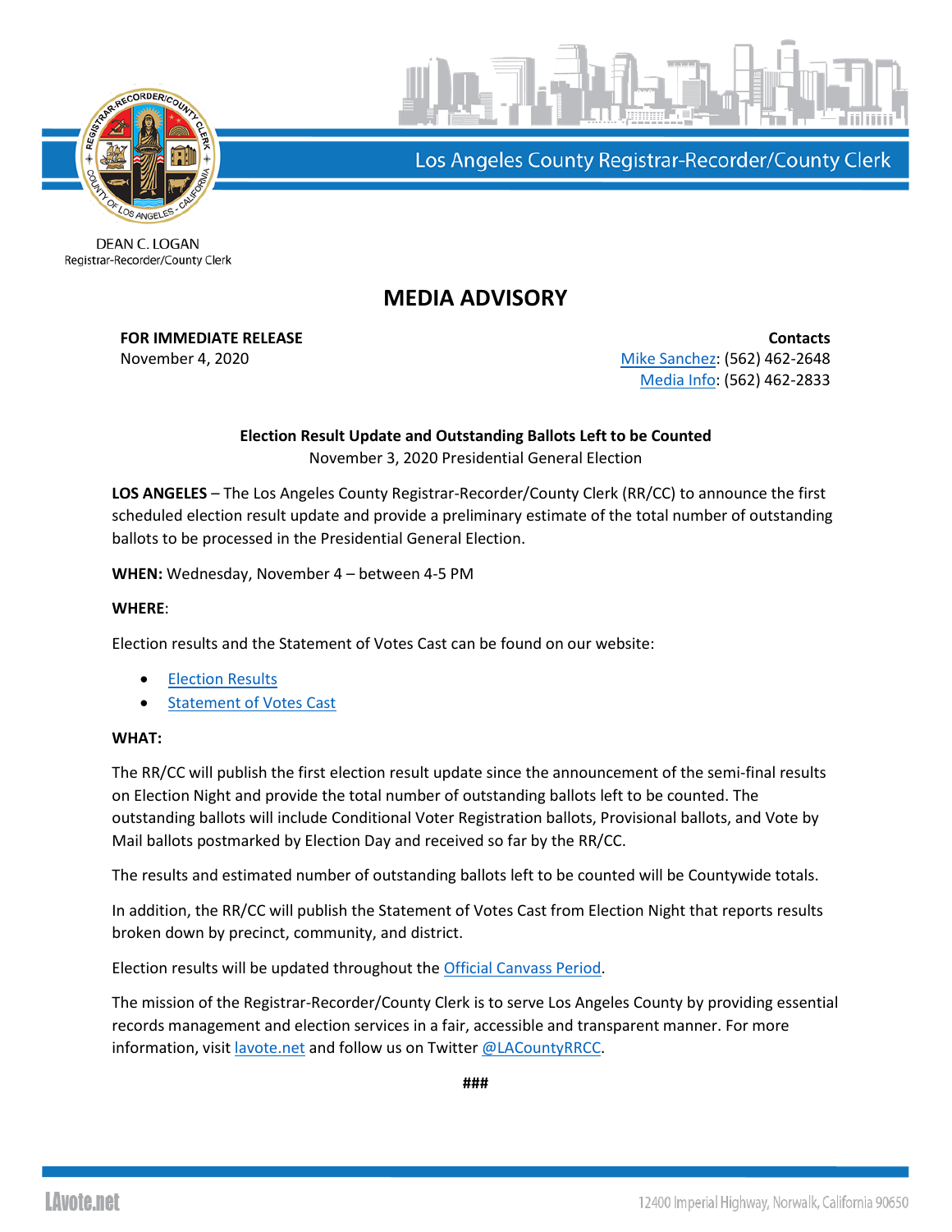Los Angeles County Registrar-Recorder/County Clerk

DEAN C. LOGAN
Registrar-Recorder/County Clerk

# MEDIA ADVISORY

**FOR IMMEDIATE RELEASE**
November 4, 2020

**Contacts**
Mike Sanchez: (562) 462-2648
Media Info: (562) 462-2833

**Election Result Update and Outstanding Ballots Left to be Counted**
November 3, 2020 Presidential General Election

**LOS ANGELES** – The Los Angeles County Registrar-Recorder/County Clerk (RR/CC) to announce the first scheduled election result update and provide a preliminary estimate of the total number of outstanding ballots to be processed in the Presidential General Election.

**WHEN:** Wednesday, November 4 – between 4-5 PM

**WHERE**:

Election results and the Statement of Votes Cast can be found on our website:

- Election Results
- Statement of Votes Cast

**WHAT:**

The RR/CC will publish the first election result update since the announcement of the semi-final results on Election Night and provide the total number of outstanding ballots left to be counted. The outstanding ballots will include Conditional Voter Registration ballots, Provisional ballots, and Vote by Mail ballots postmarked by Election Day and received so far by the RR/CC.

The results and estimated number of outstanding ballots left to be counted will be Countywide totals.

In addition, the RR/CC will publish the Statement of Votes Cast from Election Night that reports results broken down by precinct, community, and district.

Election results will be updated throughout the Official Canvass Period.

The mission of the Registrar-Recorder/County Clerk is to serve Los Angeles County by providing essential records management and election services in a fair, accessible and transparent manner. For more information, visit lavote.net and follow us on Twitter @LACountyRRCC.

###

LAvote.net 12400 Imperial Highway, Norwalk, California 90650